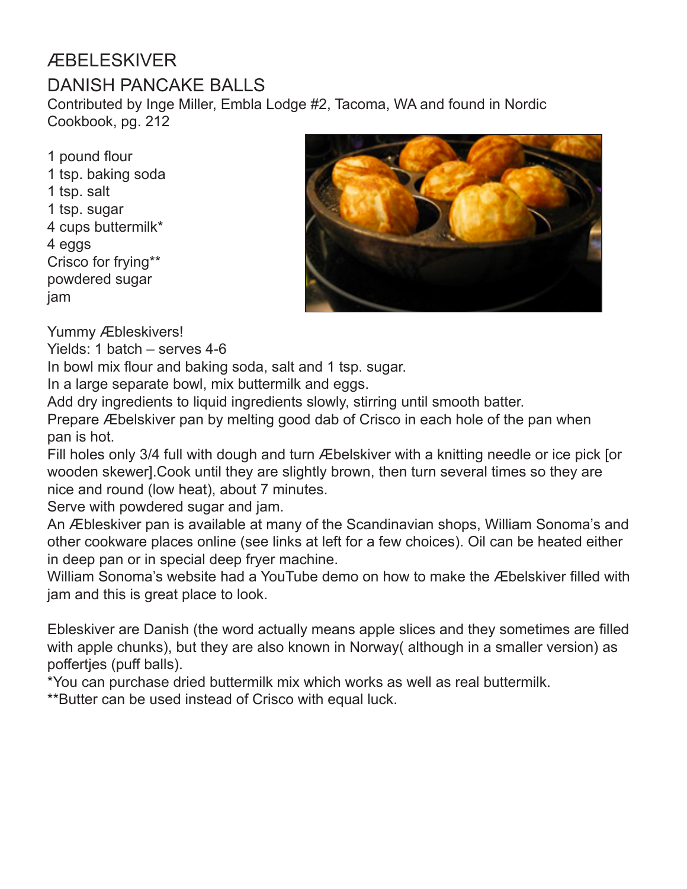# ÆBELESKIVER

## DANISH PANCAKE BALLS

Contributed by Inge Miller, Embla Lodge #2, Tacoma, WA and found in Nordic Cookbook, pg. 212

1 pound flour
1 tsp. baking soda
1 tsp. salt
1 tsp. sugar
4 cups buttermilk*
4 eggs
Crisco for frying**
powdered sugar
jam

Yummy Æbleskivers!
Yields: 1 batch – serves 4-6
In bowl mix flour and baking soda, salt and 1 tsp. sugar.
In a large separate bowl, mix buttermilk and eggs.
Add dry ingredients to liquid ingredients slowly, stirring until smooth batter.
Prepare Æbelskiver pan by melting good dab of Crisco in each hole of the pan when pan is hot.
Fill holes only 3/4 full with dough and turn Æbelskiver with a knitting needle or ice pick [or wooden skewer].Cook until they are slightly brown, then turn several times so they are nice and round (low heat), about 7 minutes.
Serve with powdered sugar and jam.
An Æbleskiver pan is available at many of the Scandinavian shops, William Sonoma's and other cookware places online (see links at left for a few choices). Oil can be heated either in deep pan or in special deep fryer machine.
William Sonoma's website had a YouTube demo on how to make the Æbelskiver filled with jam and this is great place to look.

Ebleskiver are Danish (the word actually means apple slices and they sometimes are filled with apple chunks), but they are also known in Norway( although in a smaller version) as poffertjes (puff balls).
*You can purchase dried buttermilk mix which works as well as real buttermilk.
**Butter can be used instead of Crisco with equal luck.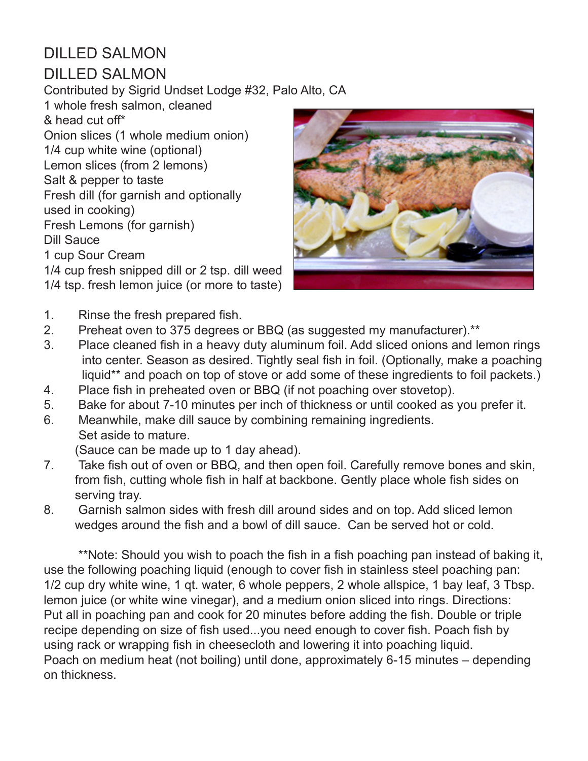# DILLED SALMON

## DILLED SALMON

Contributed by Sigrid Undset Lodge #32, Palo Alto, CA

1 whole fresh salmon, cleaned & head cut off*
Onion slices (1 whole medium onion)
1/4 cup white wine (optional)
Lemon slices (from 2 lemons)
Salt & pepper to taste
Fresh dill (for garnish and optionally used in cooking)
Fresh Lemons (for garnish)

Dill Sauce
1 cup Sour Cream
1/4 cup fresh snipped dill or 2 tsp. dill weed
1/4 tsp. fresh lemon juice (or more to taste)

1. Rinse the fresh prepared fish.
2. Preheat oven to 375 degrees or BBQ (as suggested my manufacturer).**
3. Place cleaned fish in a heavy duty aluminum foil. Add sliced onions and lemon rings into center. Season as desired. Tightly seal fish in foil. (Optionally, make a poaching liquid** and poach on top of stove or add some of these ingredients to foil packets.)
4. Place fish in preheated oven or BBQ (if not poaching over stovetop).
5. Bake for about 7-10 minutes per inch of thickness or until cooked as you prefer it.
6. Meanwhile, make dill sauce by combining remaining ingredients. Set aside to mature. (Sauce can be made up to 1 day ahead).
7. Take fish out of oven or BBQ, and then open foil. Carefully remove bones and skin, from fish, cutting whole fish in half at backbone. Gently place whole fish sides on serving tray.
8. Garnish salmon sides with fresh dill around sides and on top. Add sliced lemon wedges around the fish and a bowl of dill sauce. Can be served hot or cold.

**Note: Should you wish to poach the fish in a fish poaching pan instead of baking it, use the following poaching liquid (enough to cover fish in stainless steel poaching pan: 1/2 cup dry white wine, 1 qt. water, 6 whole peppers, 2 whole allspice, 1 bay leaf, 3 Tbsp. lemon juice (or white wine vinegar), and a medium onion sliced into rings. Directions: Put all in poaching pan and cook for 20 minutes before adding the fish. Double or triple recipe depending on size of fish used...you need enough to cover fish. Poach fish by using rack or wrapping fish in cheesecloth and lowering it into poaching liquid. Poach on medium heat (not boiling) until done, approximately 6-15 minutes – depending on thickness.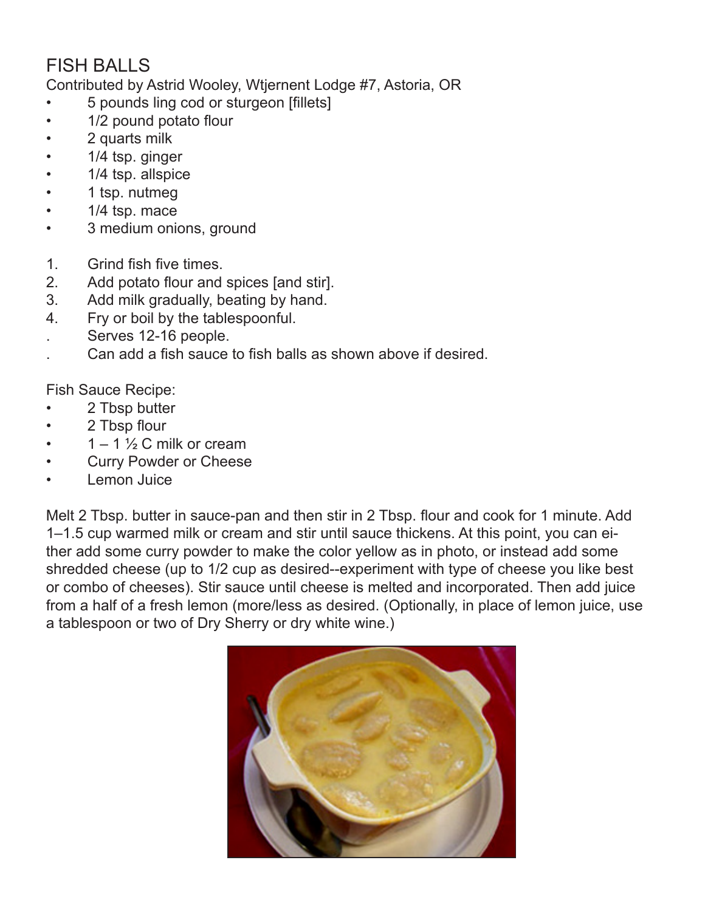# FISH BALLS

Contributed by Astrid Wooley, Wtjernent Lodge #7, Astoria, OR

- 5 pounds ling cod or sturgeon [fillets]
- 1/2 pound potato flour
- 2 quarts milk
- 1/4 tsp. ginger
- 1/4 tsp. allspice
- 1 tsp. nutmeg
- 1/4 tsp. mace
- 3 medium onions, ground

1. Grind fish five times.
2. Add potato flour and spices [and stir].
3. Add milk gradually, beating by hand.
4. Fry or boil by the tablespoonful.

. Serves 12-16 people.

. Can add a fish sauce to fish balls as shown above if desired.

Fish Sauce Recipe:

- 2 Tbsp butter
- 2 Tbsp flour
- 1 – 1 ½ C milk or cream
- Curry Powder or Cheese
- Lemon Juice

Melt 2 Tbsp. butter in sauce-pan and then stir in 2 Tbsp. flour and cook for 1 minute. Add 1–1.5 cup warmed milk or cream and stir until sauce thickens. At this point, you can either add some curry powder to make the color yellow as in photo, or instead add some shredded cheese (up to 1/2 cup as desired--experiment with type of cheese you like best or combo of cheeses). Stir sauce until cheese is melted and incorporated. Then add juice from a half of a fresh lemon (more/less as desired. (Optionally, in place of lemon juice, use a tablespoon or two of Dry Sherry or dry white wine.)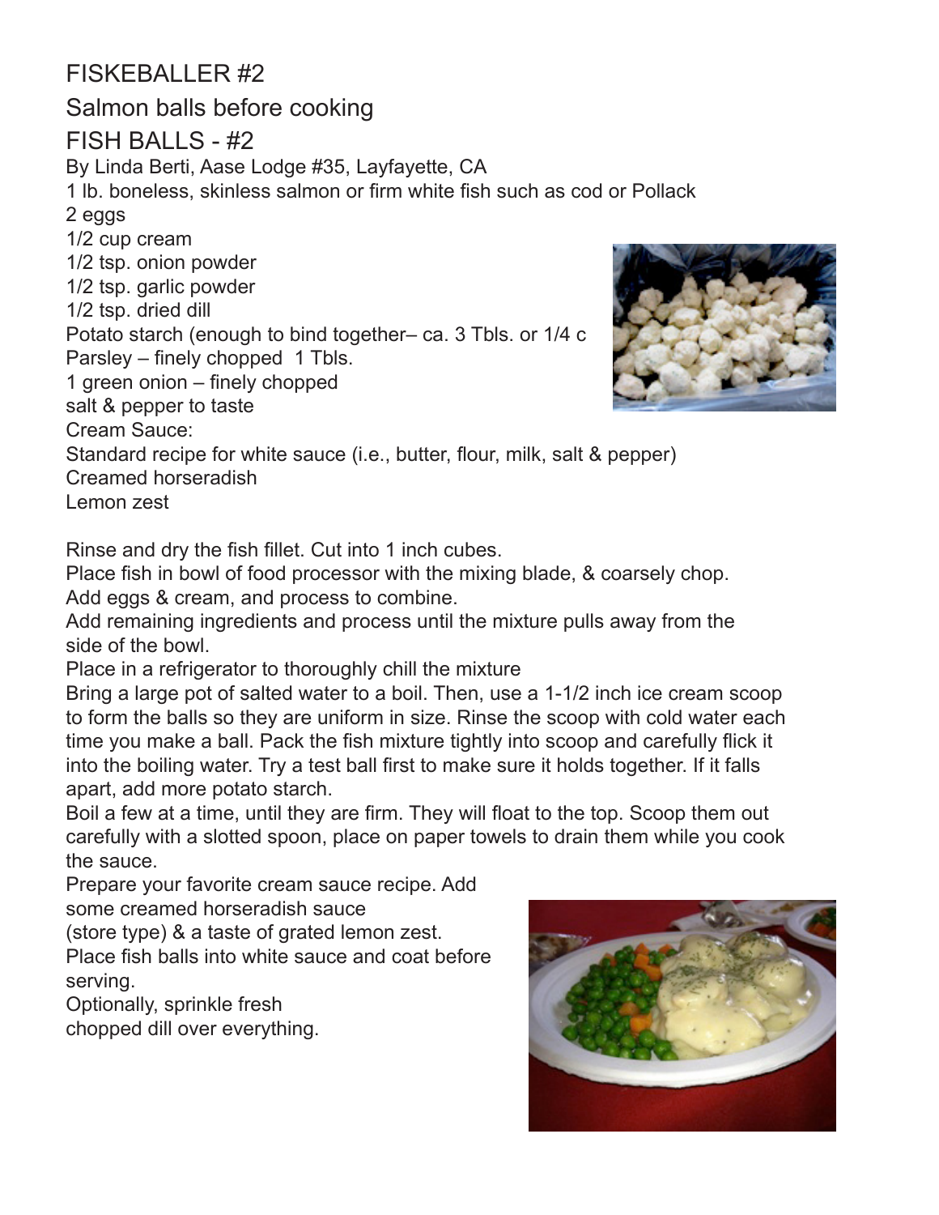# FISKEBALLER #2

## Salmon balls before cooking

## FISH BALLS - #2

By Linda Berti, Aase Lodge #35, Layfayette, CA

1 lb. boneless, skinless salmon or firm white fish such as cod or Pollack
2 eggs
1/2 cup cream
1/2 tsp. onion powder
1/2 tsp. garlic powder
1/2 tsp. dried dill
Potato starch (enough to bind together– ca. 3 Tbls. or 1/4 c
Parsley – finely chopped 1 Tbls.
1 green onion – finely chopped
salt & pepper to taste

Cream Sauce:
Standard recipe for white sauce (i.e., butter, flour, milk, salt & pepper)
Creamed horseradish
Lemon zest

Rinse and dry the fish fillet. Cut into 1 inch cubes.
Place fish in bowl of food processor with the mixing blade, & coarsely chop.
Add eggs & cream, and process to combine.
Add remaining ingredients and process until the mixture pulls away from the side of the bowl.
Place in a refrigerator to thoroughly chill the mixture
Bring a large pot of salted water to a boil. Then, use a 1-1/2 inch ice cream scoop to form the balls so they are uniform in size. Rinse the scoop with cold water each time you make a ball. Pack the fish mixture tightly into scoop and carefully flick it into the boiling water. Try a test ball first to make sure it holds together. If it falls apart, add more potato starch.
Boil a few at a time, until they are firm. They will float to the top. Scoop them out carefully with a slotted spoon, place on paper towels to drain them while you cook the sauce.
Prepare your favorite cream sauce recipe. Add some creamed horseradish sauce (store type) & a taste of grated lemon zest.
Place fish balls into white sauce and coat before serving.
Optionally, sprinkle fresh chopped dill over everything.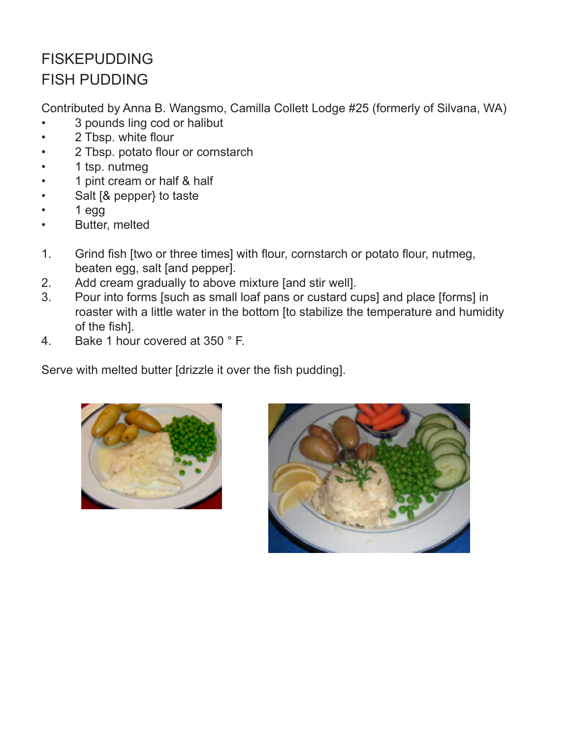# FISKEPUDDING
# FISH PUDDING

Contributed by Anna B. Wangsmo, Camilla Collett Lodge #25 (formerly of Silvana, WA)

- 3 pounds ling cod or halibut
- 2 Tbsp. white flour
- 2 Tbsp. potato flour or cornstarch
- 1 tsp. nutmeg
- 1 pint cream or half & half
- Salt [& pepper} to taste
- 1 egg
- Butter, melted

1. Grind fish [two or three times] with flour, cornstarch or potato flour, nutmeg, beaten egg, salt [and pepper].
2. Add cream gradually to above mixture [and stir well].
3. Pour into forms [such as small loaf pans or custard cups] and place [forms] in roaster with a little water in the bottom [to stabilize the temperature and humidity of the fish].
4. Bake 1 hour covered at 350 ° F.

Serve with melted butter [drizzle it over the fish pudding].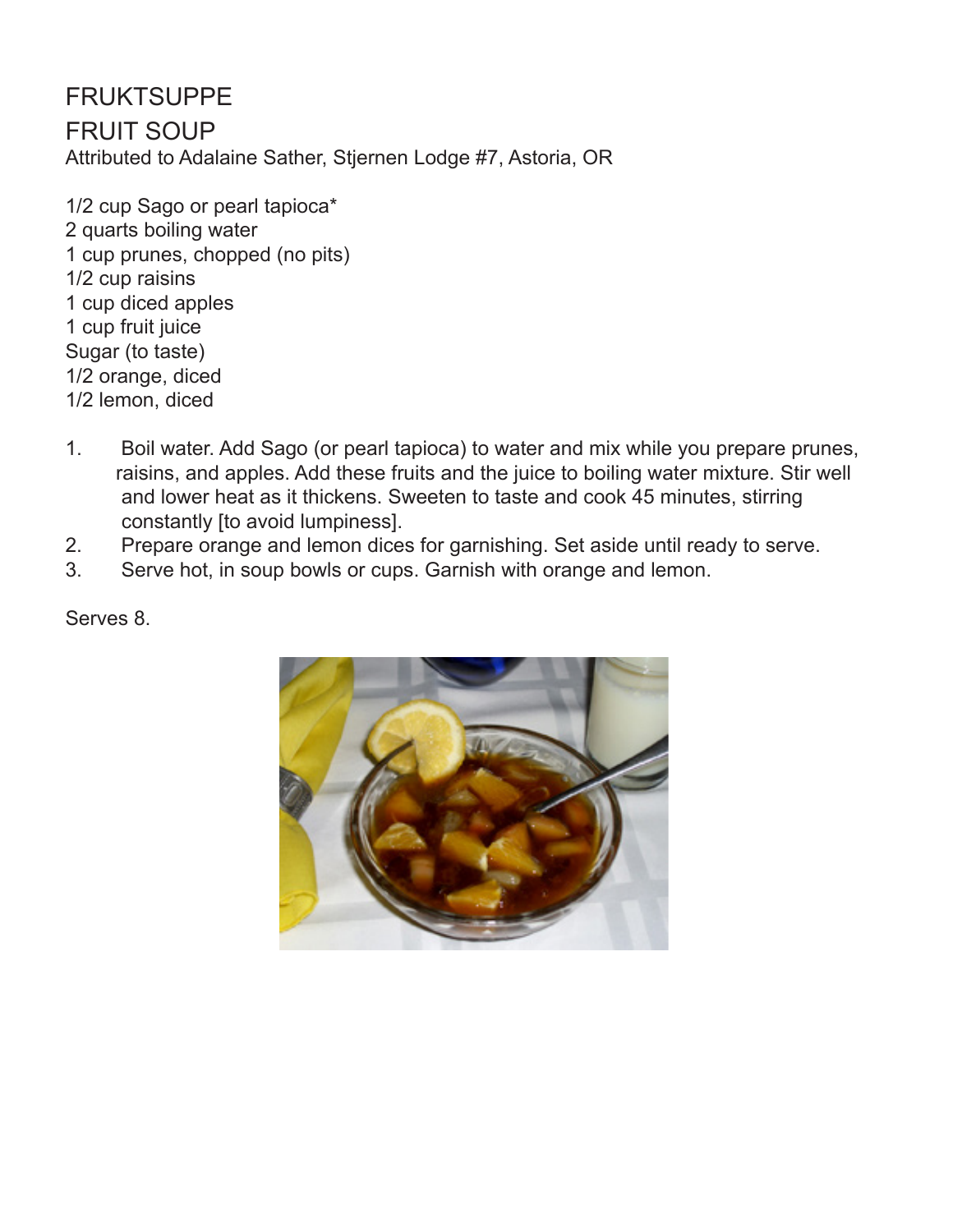# FRUKTSUPPE

# FRUIT SOUP

Attributed to Adalaine Sather, Stjernen Lodge #7, Astoria, OR

1/2 cup Sago or pearl tapioca*
2 quarts boiling water
1 cup prunes, chopped (no pits)
1/2 cup raisins
1 cup diced apples
1 cup fruit juice
Sugar (to taste)
1/2 orange, diced
1/2 lemon, diced

1. Boil water. Add Sago (or pearl tapioca) to water and mix while you prepare prunes, raisins, and apples. Add these fruits and the juice to boiling water mixture. Stir well and lower heat as it thickens. Sweeten to taste and cook 45 minutes, stirring constantly [to avoid lumpiness].
2. Prepare orange and lemon dices for garnishing. Set aside until ready to serve.
3. Serve hot, in soup bowls or cups. Garnish with orange and lemon.

Serves 8.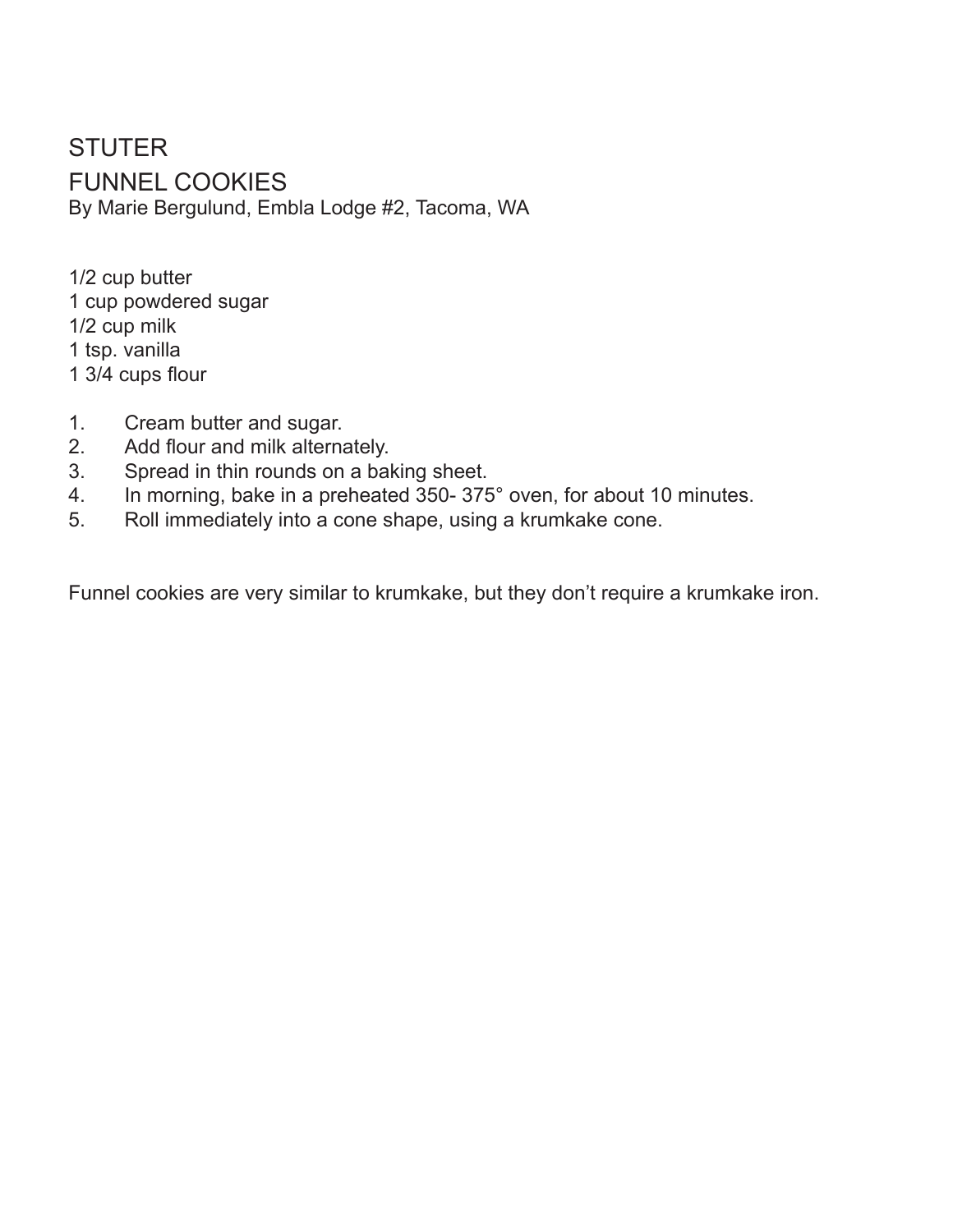# STUTER

## FUNNEL COOKIES

By Marie Bergulund, Embla Lodge #2, Tacoma, WA

1/2 cup butter
1 cup powdered sugar
1/2 cup milk
1 tsp. vanilla
1 3/4 cups flour

1. Cream butter and sugar.
2. Add flour and milk alternately.
3. Spread in thin rounds on a baking sheet.
4. In morning, bake in a preheated 350- 375° oven, for about 10 minutes.
5. Roll immediately into a cone shape, using a krumkake cone.

Funnel cookies are very similar to krumkake, but they don’t require a krumkake iron.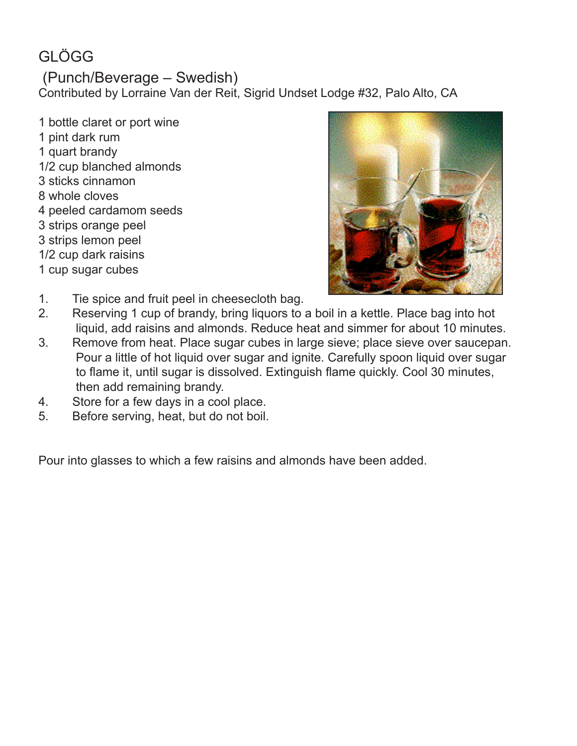# GLÖGG

## (Punch/Beverage – Swedish)

Contributed by Lorraine Van der Reit, Sigrid Undset Lodge #32, Palo Alto, CA

- 1 bottle claret or port wine
- 1 pint dark rum
- 1 quart brandy
- 1/2 cup blanched almonds
- 3 sticks cinnamon
- 8 whole cloves
- 4 peeled cardamom seeds
- 3 strips orange peel
- 3 strips lemon peel
- 1/2 cup dark raisins
- 1 cup sugar cubes

1. Tie spice and fruit peel in cheesecloth bag.
2. Reserving 1 cup of brandy, bring liquors to a boil in a kettle. Place bag into hot liquid, add raisins and almonds. Reduce heat and simmer for about 10 minutes.
3. Remove from heat. Place sugar cubes in large sieve; place sieve over saucepan. Pour a little of hot liquid over sugar and ignite. Carefully spoon liquid over sugar to flame it, until sugar is dissolved. Extinguish flame quickly. Cool 30 minutes, then add remaining brandy.
4. Store for a few days in a cool place.
5. Before serving, heat, but do not boil.

Pour into glasses to which a few raisins and almonds have been added.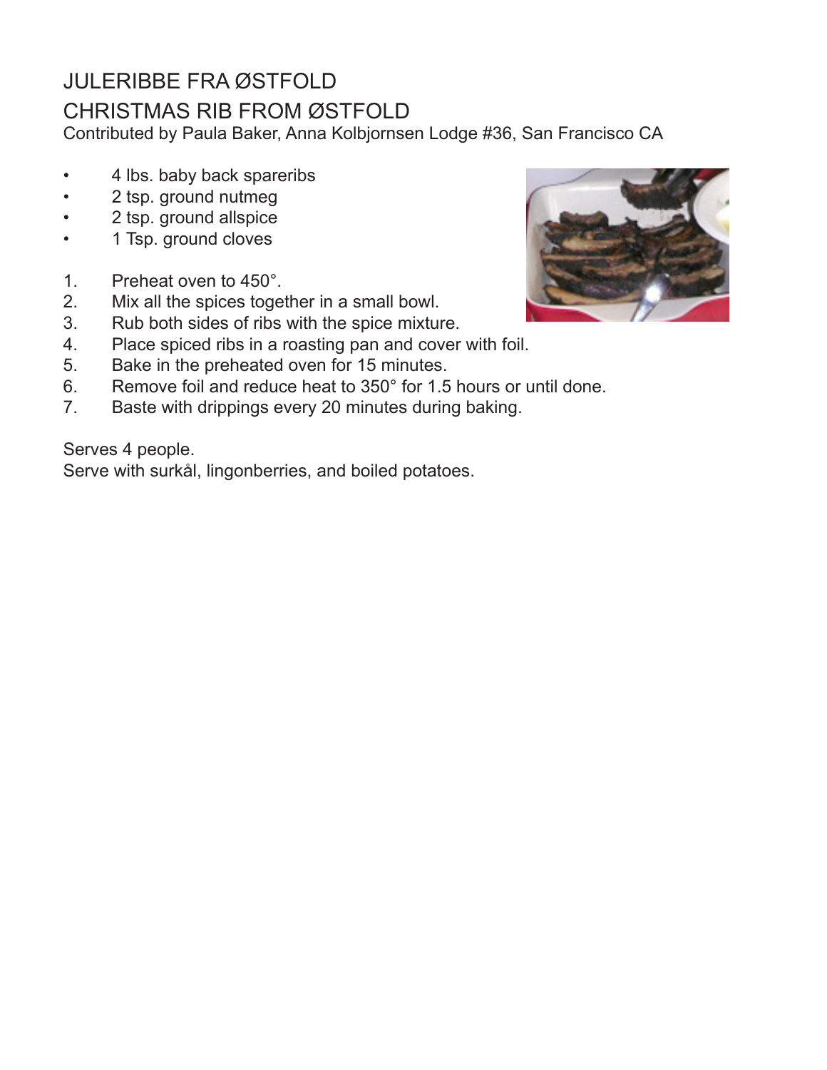# JULERIBBE FRA ØSTFOLD

# CHRISTMAS RIB FROM ØSTFOLD

Contributed by Paula Baker, Anna Kolbjornsen Lodge #36, San Francisco CA

- 4 lbs. baby back spareribs
- 2 tsp. ground nutmeg
- 2 tsp. ground allspice
- 1 Tsp. ground cloves

1. Preheat oven to 450°.
2. Mix all the spices together in a small bowl.
3. Rub both sides of ribs with the spice mixture.
4. Place spiced ribs in a roasting pan and cover with foil.
5. Bake in the preheated oven for 15 minutes.
6. Remove foil and reduce heat to 350° for 1.5 hours or until done.
7. Baste with drippings every 20 minutes during baking.

Serves 4 people.
Serve with surkål, lingonberries, and boiled potatoes.